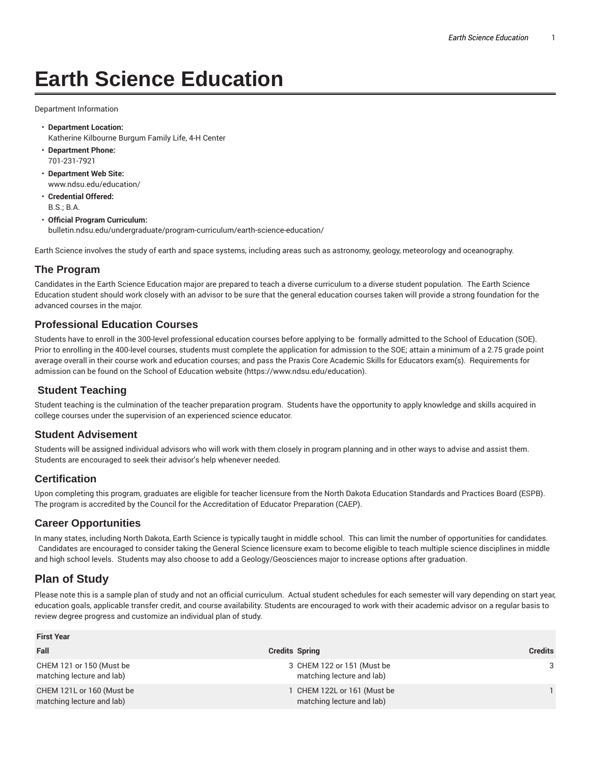# Earth Science Education

Department Information

- **Department Location:**
  Katherine Kilbourne Burgum Family Life, 4-H Center
- **Department Phone:**
  701-231-7921
- **Department Web Site:**
  www.ndsu.edu/education/
- **Credential Offered:**
  B.S.; B.A.
- **Official Program Curriculum:**
  bulletin.ndsu.edu/undergraduate/program-curriculum/earth-science-education/

Earth Science involves the study of earth and space systems, including areas such as astronomy, geology, meteorology and oceanography.

## The Program

Candidates in the Earth Science Education major are prepared to teach a diverse curriculum to a diverse student population. The Earth Science Education student should work closely with an advisor to be sure that the general education courses taken will provide a strong foundation for the advanced courses in the major.

## Professional Education Courses

Students have to enroll in the 300-level professional education courses before applying to be formally admitted to the School of Education (SOE). Prior to enrolling in the 400-level courses, students must complete the application for admission to the SOE; attain a minimum of a 2.75 grade point average overall in their course work and education courses; and pass the Praxis Core Academic Skills for Educators exam(s). Requirements for admission can be found on the School of Education website (https://www.ndsu.edu/education).

## Student Teaching

Student teaching is the culmination of the teacher preparation program. Students have the opportunity to apply knowledge and skills acquired in college courses under the supervision of an experienced science educator.

## Student Advisement

Students will be assigned individual advisors who will work with them closely in program planning and in other ways to advise and assist them. Students are encouraged to seek their advisor's help whenever needed.

## Certification

Upon completing this program, graduates are eligible for teacher licensure from the North Dakota Education Standards and Practices Board (ESPB). The program is accredited by the Council for the Accreditation of Educator Preparation (CAEP).

## Career Opportunities

In many states, including North Dakota, Earth Science is typically taught in middle school. This can limit the number of opportunities for candidates. Candidates are encouraged to consider taking the General Science licensure exam to become eligible to teach multiple science disciplines in middle and high school levels. Students may also choose to add a Geology/Geosciences major to increase options after graduation.

## Plan of Study

Please note this is a sample plan of study and not an official curriculum. Actual student schedules for each semester will vary depending on start year, education goals, applicable transfer credit, and course availability. Students are encouraged to work with their academic advisor on a regular basis to review degree progress and customize an individual plan of study.

| First Year | | | |
|---|---|---|---|
| **Fall** | **Credits** | **Spring** | **Credits** |
| CHEM 121 or 150 (Must be matching lecture and lab) | 3 | CHEM 122 or 151 (Must be matching lecture and lab) | 3 |
| CHEM 121L or 160 (Must be matching lecture and lab) | 1 | CHEM 122L or 161 (Must be matching lecture and lab) | 1 |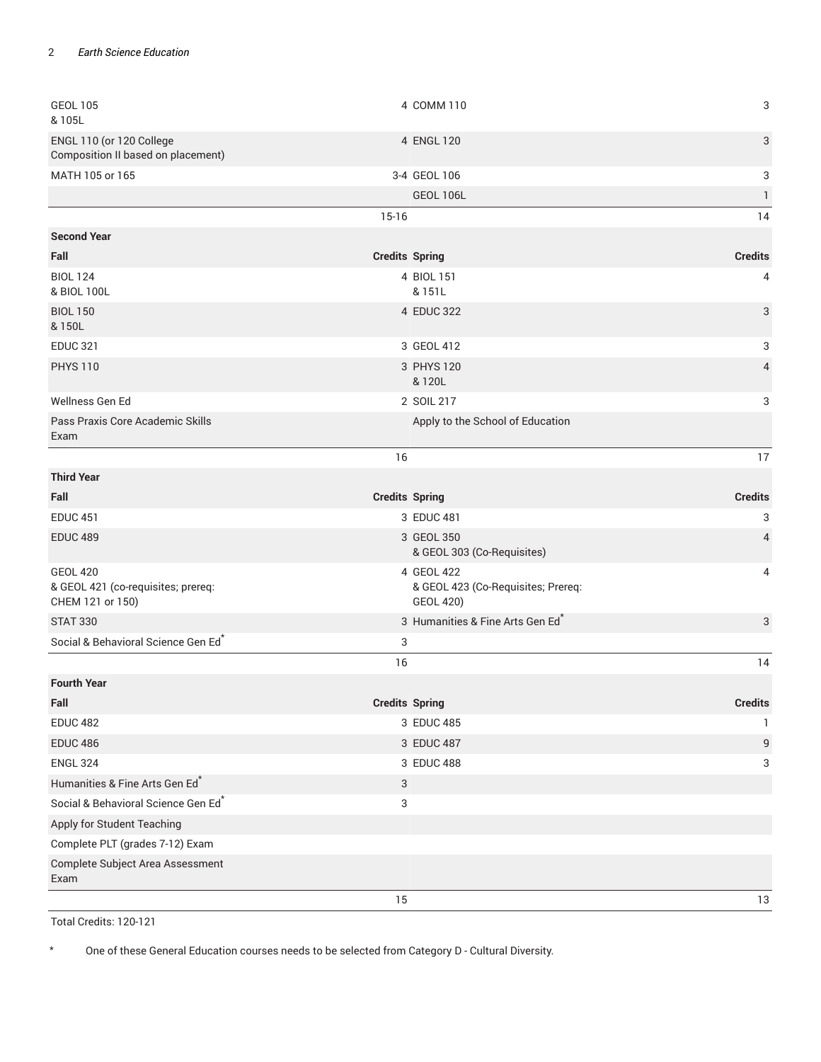| | | | |
|---|---|---|---|
| GEOL 105 & 105L | 4 | COMM 110 | 3 |
| ENGL 110 (or 120 College Composition II based on placement) | 4 | ENGL 120 | 3 |
| MATH 105 or 165 | 3-4 | GEOL 106 | 3 |
| | | GEOL 106L | 1 |
| | 15-16 | | 14 |
| **Second Year** | | | |
| **Fall** | **Credits** | **Spring** | **Credits** |
| BIOL 124 & BIOL 100L | 4 | BIOL 151 & 151L | 4 |
| BIOL 150 & 150L | 4 | EDUC 322 | 3 |
| EDUC 321 | 3 | GEOL 412 | 3 |
| PHYS 110 | 3 | PHYS 120 & 120L | 4 |
| Wellness Gen Ed | 2 | SOIL 217 | 3 |
| Pass Praxis Core Academic Skills Exam | | Apply to the School of Education | |
| | 16 | | 17 |
| **Third Year** | | | |
| **Fall** | **Credits** | **Spring** | **Credits** |
| EDUC 451 | 3 | EDUC 481 | 3 |
| EDUC 489 | 3 | GEOL 350 & GEOL 303 (Co-Requisites) | 4 |
| GEOL 420 & GEOL 421 (co-requisites; prereq: CHEM 121 or 150) | 4 | GEOL 422 & GEOL 423 (Co-Requisites; Prereq: GEOL 420) | 4 |
| STAT 330 | 3 | Humanities & Fine Arts Gen Ed* | 3 |
| Social & Behavioral Science Gen Ed* | 3 | | |
| | 16 | | 14 |
| **Fourth Year** | | | |
| **Fall** | **Credits** | **Spring** | **Credits** |
| EDUC 482 | 3 | EDUC 485 | 1 |
| EDUC 486 | 3 | EDUC 487 | 9 |
| ENGL 324 | 3 | EDUC 488 | 3 |
| Humanities & Fine Arts Gen Ed* | 3 | | |
| Social & Behavioral Science Gen Ed* | 3 | | |
| Apply for Student Teaching | | | |
| Complete PLT (grades 7-12) Exam | | | |
| Complete Subject Area Assessment Exam | | | |
| | 15 | | 13 |

Total Credits: 120-121

\* One of these General Education courses needs to be selected from Category D - Cultural Diversity.